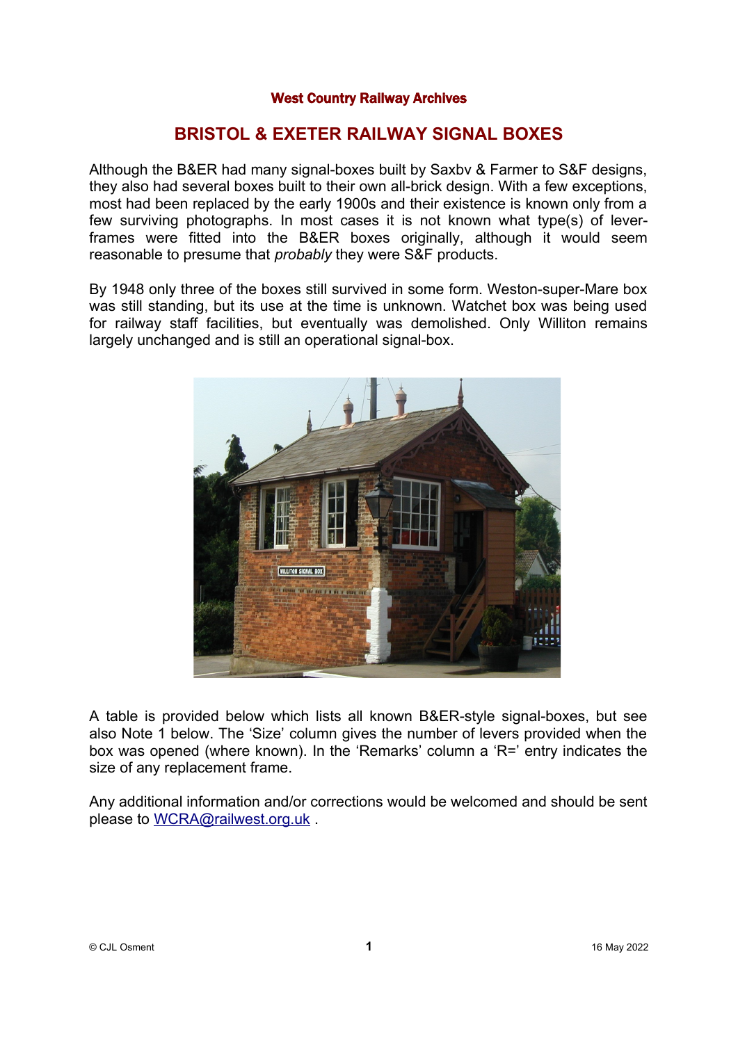### West Country Railway Archives

## BRISTOL & EXETER RAILWAY SIGNAL BOXES

Although the B&ER had many signal-boxes built by Saxbv & Farmer to S&F designs, they also had several boxes built to their own all-brick design. With a few exceptions, most had been replaced by the early 1900s and their existence is known only from a few surviving photographs. In most cases it is not known what type(s) of lever-frames were fitted into the B&ER boxes originally, although it would seem reasonable to presume that *probably* they were S&F products.

By 1948 only three of the boxes still survived in some form. Weston-super-Mare box was still standing, but its use at the time is unknown. Watchet box was being used for railway staff facilities, but eventually was demolished. Only Williton remains largely unchanged and is still an operational signal-box.

A table is provided below which lists all known B&ER-style signal-boxes, but see also Note 1 below. The 'Size' column gives the number of levers provided when the box was opened (where known). In the 'Remarks' column a 'R=' entry indicates the size of any replacement frame.

Any additional information and/or corrections would be welcomed and should be sent please to WCRA@railwest.org.uk .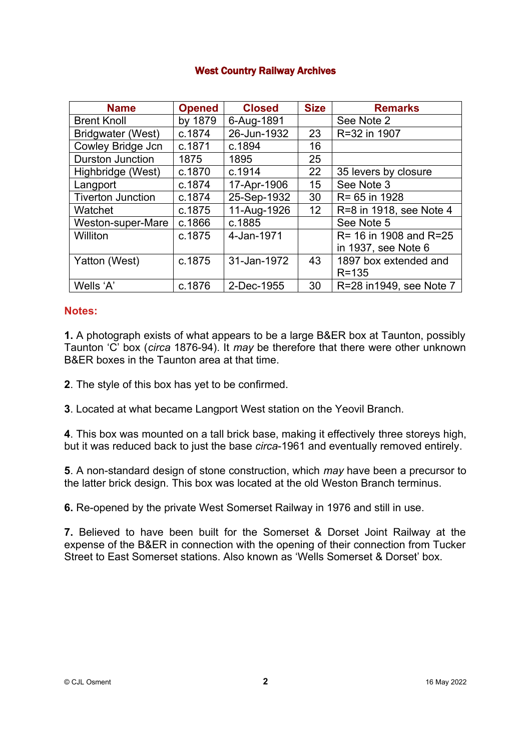**West Country Railway Archives**

| Name | Opened | Closed | Size | Remarks |
|---|---|---|---|---|
| Brent Knoll | by 1879 | 6-Aug-1891 | | See Note 2 |
| Bridgwater (West) | c.1874 | 26-Jun-1932 | 23 | R=32 in 1907 |
| Cowley Bridge Jcn | c.1871 | c.1894 | 16 | |
| Durston Junction | 1875 | 1895 | 25 | |
| Highbridge (West) | c.1870 | c.1914 | 22 | 35 levers by closure |
| Langport | c.1874 | 17-Apr-1906 | 15 | See Note 3 |
| Tiverton Junction | c.1874 | 25-Sep-1932 | 30 | R= 65 in 1928 |
| Watchet | c.1875 | 11-Aug-1926 | 12 | R=8 in 1918, see Note 4 |
| Weston-super-Mare | c.1866 | c.1885 | | See Note 5 |
| Williton | c.1875 | 4-Jan-1971 | | R= 16 in 1908 and R=25 in 1937, see Note 6 |
| Yatton (West) | c.1875 | 31-Jan-1972 | 43 | 1897 box extended and R=135 |
| Wells 'A' | c.1876 | 2-Dec-1955 | 30 | R=28 in1949, see Note 7 |

**Notes:**

**1.** A photograph exists of what appears to be a large B&ER box at Taunton, possibly Taunton 'C' box (*circa* 1876-94). It *may* be therefore that there were other unknown B&ER boxes in the Taunton area at that time.

**2**. The style of this box has yet to be confirmed.

**3**. Located at what became Langport West station on the Yeovil Branch.

**4**. This box was mounted on a tall brick base, making it effectively three storeys high, but it was reduced back to just the base *circa*-1961 and eventually removed entirely.

**5**. A non-standard design of stone construction, which *may* have been a precursor to the latter brick design. This box was located at the old Weston Branch terminus.

**6.** Re-opened by the private West Somerset Railway in 1976 and still in use.

**7.** Believed to have been built for the Somerset & Dorset Joint Railway at the expense of the B&ER in connection with the opening of their connection from Tucker Street to East Somerset stations. Also known as 'Wells Somerset & Dorset' box.

© CJL Osment 16 May 2022